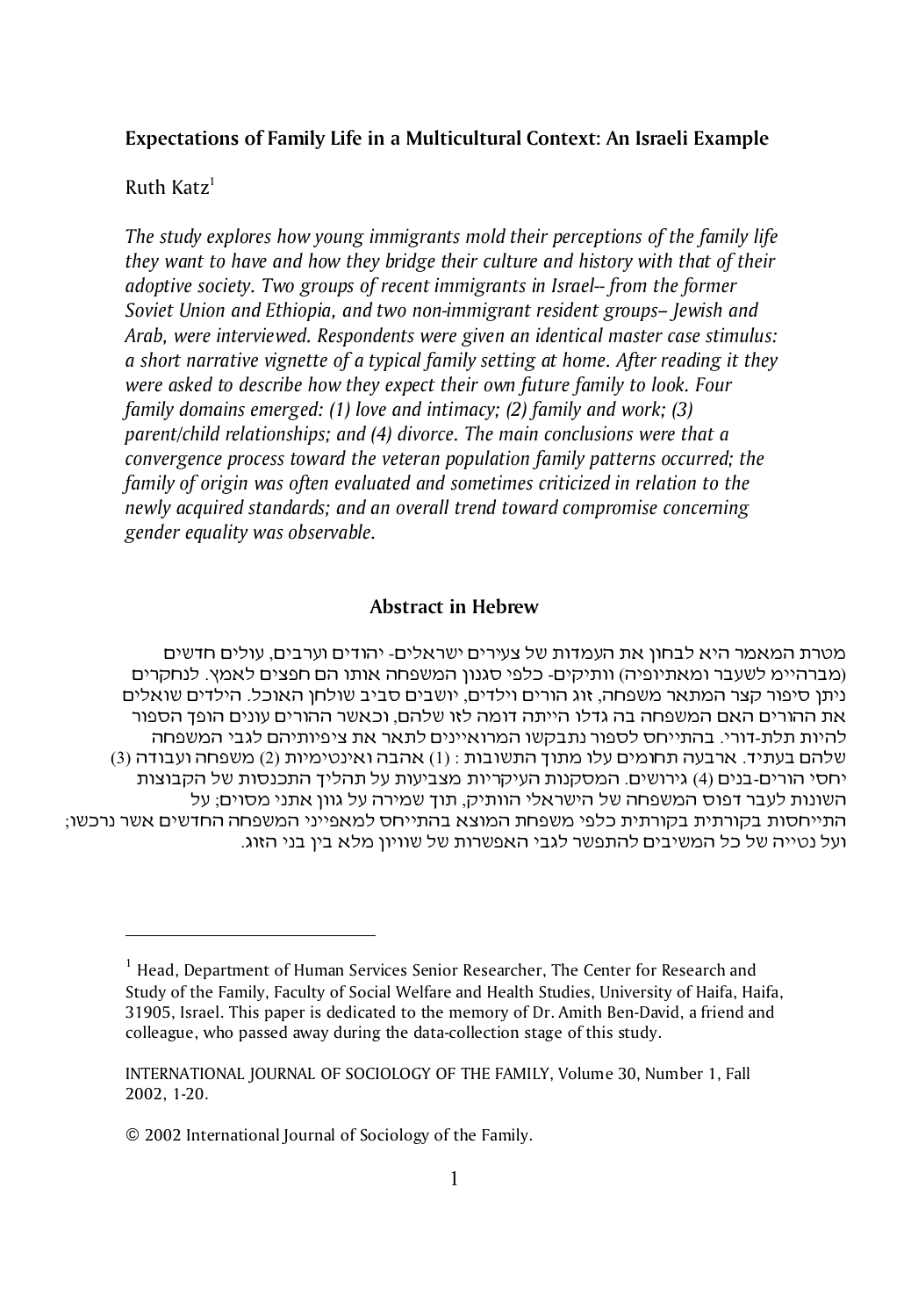## Expectations of Family Life in a Multicultural Context: An Israeli Example

Ruth Katz[1]

*The study explores how young immigrants mold their perceptions of the family life they want to have and how they bridge their culture and history with that of their adoptive society. Two groups of recent immigrants in Israel-- from the former Soviet Union and Ethiopia, and two non-immigrant resident groups– Jewish and Arab, were interviewed. Respondents were given an identical master case stimulus: a short narrative vignette of a typical family setting at home. After reading it they were asked to describe how they expect their own future family to look. Four family domains emerged: (1) love and intimacy; (2) family and work; (3) parent/child relationships; and (4) divorce. The main conclusions were that a convergence process toward the veteran population family patterns occurred; the family of origin was often evaluated and sometimes criticized in relation to the newly acquired standards; and an overall trend toward compromise concerning gender equality was observable.*

### Abstract in Hebrew

מטרת המאמר היא לבחון את העמדות של צעירים ישראלים- יהודים וערבים, עולים חדשים (מברה"מ לשעבר ומאתיופיה) וותיקים- כלפי סגנון המשפחה אותו הם חפצים לאמץ. לנחקרים ניתן סיפור קצר המתאר משפחה, זוג הורים וילדים, יושבים סביב שולחן האוכל. הילדים שואלים את ההורים האם המשפחה בה גדלו הייתה דומה לזו שלהם, וכאשר ההורים עונים הופך הספור להיות תלת-דורי. בהתייחס לספור נתבקשו המרואיינים לתאר את ציפיותיהם לגבי המשפחה שלהם בעתיד. ארבעה תחומים עלו מתוך התשובות : (1) אהבה ואינטימיות (2) משפחה ועבודה (3) יחסי הורים-בנים (4) גירושים. המסקנות העיקריות מצביעות על תהליך התכנסות של הקבוצות השונות לעבר דפוס המשפחה של הישראלי הוותיק, תוך שמירה על גוון אתני מסוים; על התייחסות בקורתית בקורתית כלפי משפחת המוצא בהתייחס למאפייני המשפחה החדשים אשר נרכשו; ועל נטייה של כל המשיבים להתפשר לגבי האפשרות של שוויון מלא בין בני הזוג.

---

[1] Head, Department of Human Services Senior Researcher, The Center for Research and Study of the Family, Faculty of Social Welfare and Health Studies, University of Haifa, Haifa, 31905, Israel. This paper is dedicated to the memory of Dr. Amith Ben-David, a friend and colleague, who passed away during the data-collection stage of this study.

INTERNATIONAL JOURNAL OF SOCIOLOGY OF THE FAMILY, Volume 30, Number 1, Fall 2002, 1-20.

© 2002 International Journal of Sociology of the Family.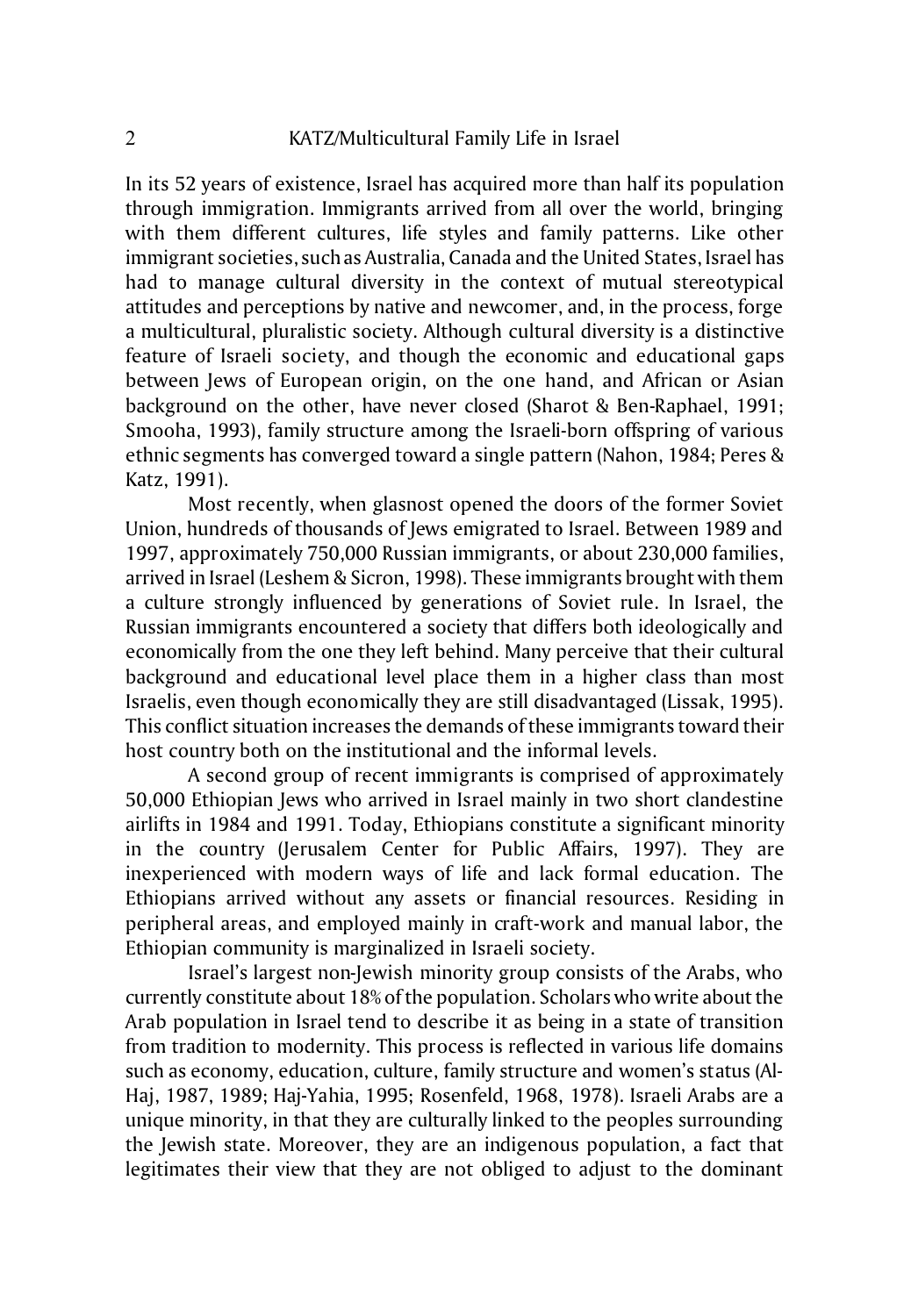In its 52 years of existence, Israel has acquired more than half its population through immigration. Immigrants arrived from all over the world, bringing with them different cultures, life styles and family patterns. Like other immigrant societies, such as Australia, Canada and the United States, Israel has had to manage cultural diversity in the context of mutual stereotypical attitudes and perceptions by native and newcomer, and, in the process, forge a multicultural, pluralistic society. Although cultural diversity is a distinctive feature of Israeli society, and though the economic and educational gaps between Jews of European origin, on the one hand, and African or Asian background on the other, have never closed (Sharot & Ben-Raphael, 1991; Smooha, 1993), family structure among the Israeli-born offspring of various ethnic segments has converged toward a single pattern (Nahon, 1984; Peres & Katz, 1991).

Most recently, when glasnost opened the doors of the former Soviet Union, hundreds of thousands of Jews emigrated to Israel. Between 1989 and 1997, approximately 750,000 Russian immigrants, or about 230,000 families, arrived in Israel (Leshem & Sicron, 1998). These immigrants brought with them a culture strongly influenced by generations of Soviet rule. In Israel, the Russian immigrants encountered a society that differs both ideologically and economically from the one they left behind. Many perceive that their cultural background and educational level place them in a higher class than most Israelis, even though economically they are still disadvantaged (Lissak, 1995). This conflict situation increases the demands of these immigrants toward their host country both on the institutional and the informal levels.

A second group of recent immigrants is comprised of approximately 50,000 Ethiopian Jews who arrived in Israel mainly in two short clandestine airlifts in 1984 and 1991. Today, Ethiopians constitute a significant minority in the country (Jerusalem Center for Public Affairs, 1997). They are inexperienced with modern ways of life and lack formal education. The Ethiopians arrived without any assets or financial resources. Residing in peripheral areas, and employed mainly in craft-work and manual labor, the Ethiopian community is marginalized in Israeli society.

Israel's largest non-Jewish minority group consists of the Arabs, who currently constitute about 18% of the population. Scholars who write about the Arab population in Israel tend to describe it as being in a state of transition from tradition to modernity. This process is reflected in various life domains such as economy, education, culture, family structure and women's status (Al-Haj, 1987, 1989; Haj-Yahia, 1995; Rosenfeld, 1968, 1978). Israeli Arabs are a unique minority, in that they are culturally linked to the peoples surrounding the Jewish state. Moreover, they are an indigenous population, a fact that legitimates their view that they are not obliged to adjust to the dominant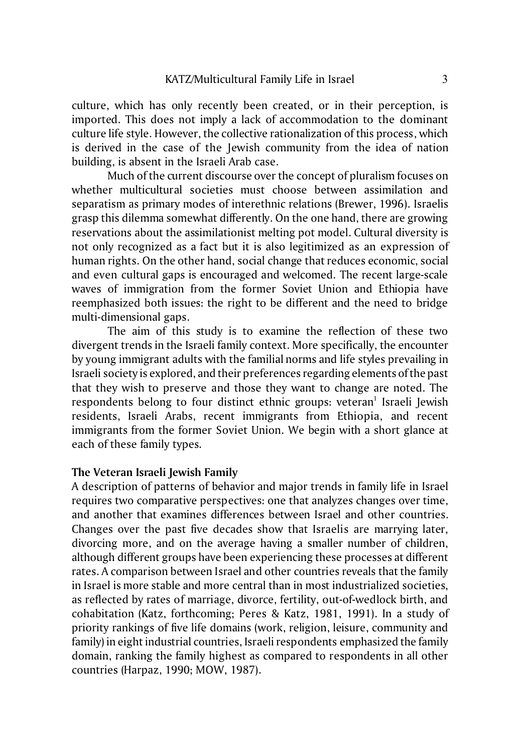culture, which has only recently been created, or in their perception, is imported. This does not imply a lack of accommodation to the dominant culture life style. However, the collective rationalization of this process, which is derived in the case of the Jewish community from the idea of nation building, is absent in the Israeli Arab case.

Much of the current discourse over the concept of pluralism focuses on whether multicultural societies must choose between assimilation and separatism as primary modes of interethnic relations (Brewer, 1996). Israelis grasp this dilemma somewhat differently. On the one hand, there are growing reservations about the assimilationist melting pot model. Cultural diversity is not only recognized as a fact but it is also legitimized as an expression of human rights. On the other hand, social change that reduces economic, social and even cultural gaps is encouraged and welcomed. The recent large-scale waves of immigration from the former Soviet Union and Ethiopia have reemphasized both issues: the right to be different and the need to bridge multi-dimensional gaps.

The aim of this study is to examine the reflection of these two divergent trends in the Israeli family context. More specifically, the encounter by young immigrant adults with the familial norms and life styles prevailing in Israeli society is explored, and their preferences regarding elements of the past that they wish to preserve and those they want to change are noted. The respondents belong to four distinct ethnic groups: veteran[1] Israeli Jewish residents, Israeli Arabs, recent immigrants from Ethiopia, and recent immigrants from the former Soviet Union. We begin with a short glance at each of these family types.

### The Veteran Israeli Jewish Family

A description of patterns of behavior and major trends in family life in Israel requires two comparative perspectives: one that analyzes changes over time, and another that examines differences between Israel and other countries. Changes over the past five decades show that Israelis are marrying later, divorcing more, and on the average having a smaller number of children, although different groups have been experiencing these processes at different rates. A comparison between Israel and other countries reveals that the family in Israel is more stable and more central than in most industrialized societies, as reflected by rates of marriage, divorce, fertility, out-of-wedlock birth, and cohabitation (Katz, forthcoming; Peres & Katz, 1981, 1991). In a study of priority rankings of five life domains (work, religion, leisure, community and family) in eight industrial countries, Israeli respondents emphasized the family domain, ranking the family highest as compared to respondents in all other countries (Harpaz, 1990; MOW, 1987).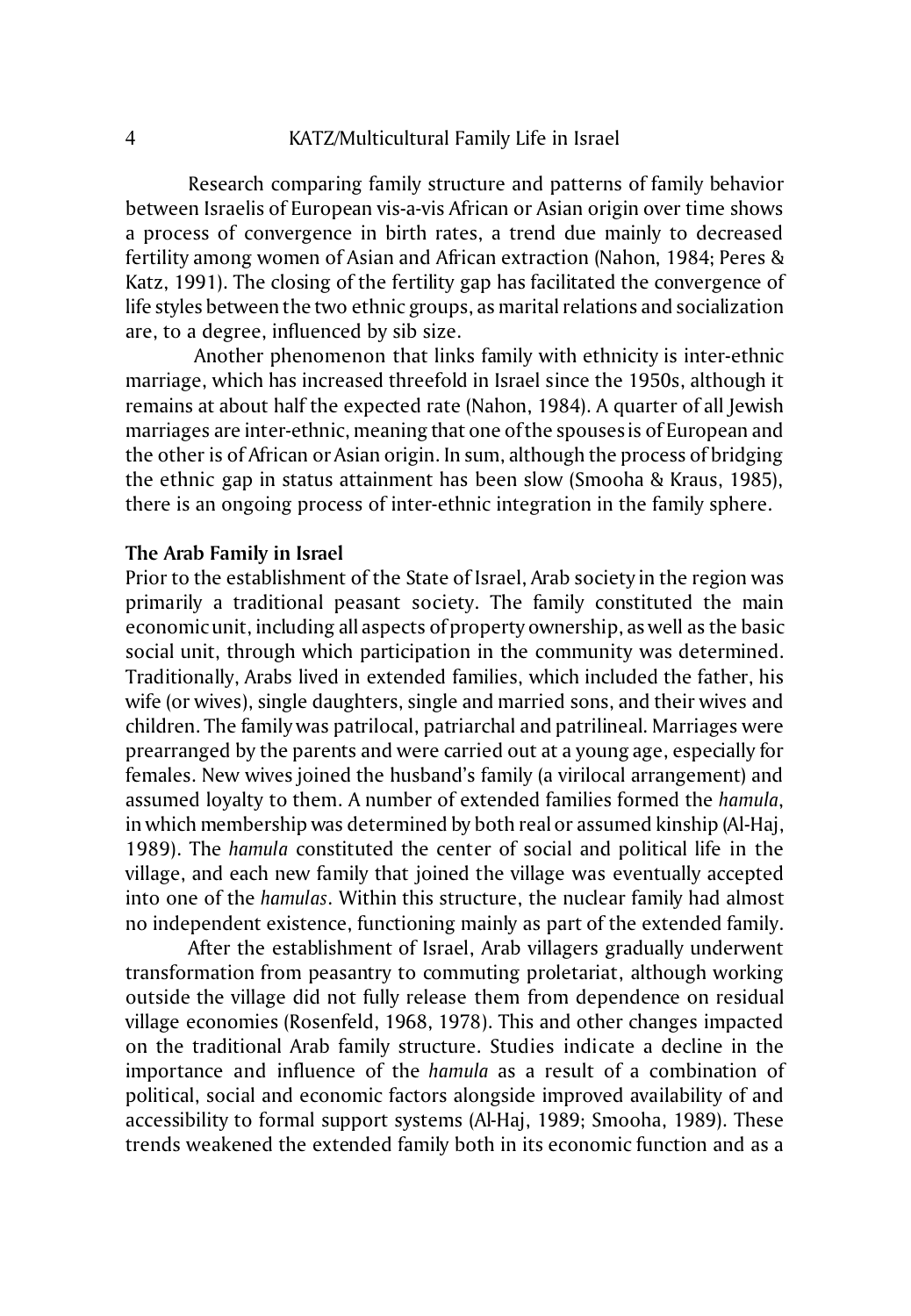Research comparing family structure and patterns of family behavior between Israelis of European vis-a-vis African or Asian origin over time shows a process of convergence in birth rates, a trend due mainly to decreased fertility among women of Asian and African extraction (Nahon, 1984; Peres & Katz, 1991). The closing of the fertility gap has facilitated the convergence of life styles between the two ethnic groups, as marital relations and socialization are, to a degree, influenced by sib size.

Another phenomenon that links family with ethnicity is inter-ethnic marriage, which has increased threefold in Israel since the 1950s, although it remains at about half the expected rate (Nahon, 1984). A quarter of all Jewish marriages are inter-ethnic, meaning that one of the spouses is of European and the other is of African or Asian origin. In sum, although the process of bridging the ethnic gap in status attainment has been slow (Smooha & Kraus, 1985), there is an ongoing process of inter-ethnic integration in the family sphere.

**The Arab Family in Israel**

Prior to the establishment of the State of Israel, Arab society in the region was primarily a traditional peasant society. The family constituted the main economic unit, including all aspects of property ownership, as well as the basic social unit, through which participation in the community was determined. Traditionally, Arabs lived in extended families, which included the father, his wife (or wives), single daughters, single and married sons, and their wives and children. The family was patrilocal, patriarchal and patrilineal. Marriages were prearranged by the parents and were carried out at a young age, especially for females. New wives joined the husband's family (a virilocal arrangement) and assumed loyalty to them. A number of extended families formed the *hamula*, in which membership was determined by both real or assumed kinship (Al-Haj, 1989). The *hamula* constituted the center of social and political life in the village, and each new family that joined the village was eventually accepted into one of the *hamulas*. Within this structure, the nuclear family had almost no independent existence, functioning mainly as part of the extended family.

After the establishment of Israel, Arab villagers gradually underwent transformation from peasantry to commuting proletariat, although working outside the village did not fully release them from dependence on residual village economies (Rosenfeld, 1968, 1978). This and other changes impacted on the traditional Arab family structure. Studies indicate a decline in the importance and influence of the *hamula* as a result of a combination of political, social and economic factors alongside improved availability of and accessibility to formal support systems (Al-Haj, 1989; Smooha, 1989). These trends weakened the extended family both in its economic function and as a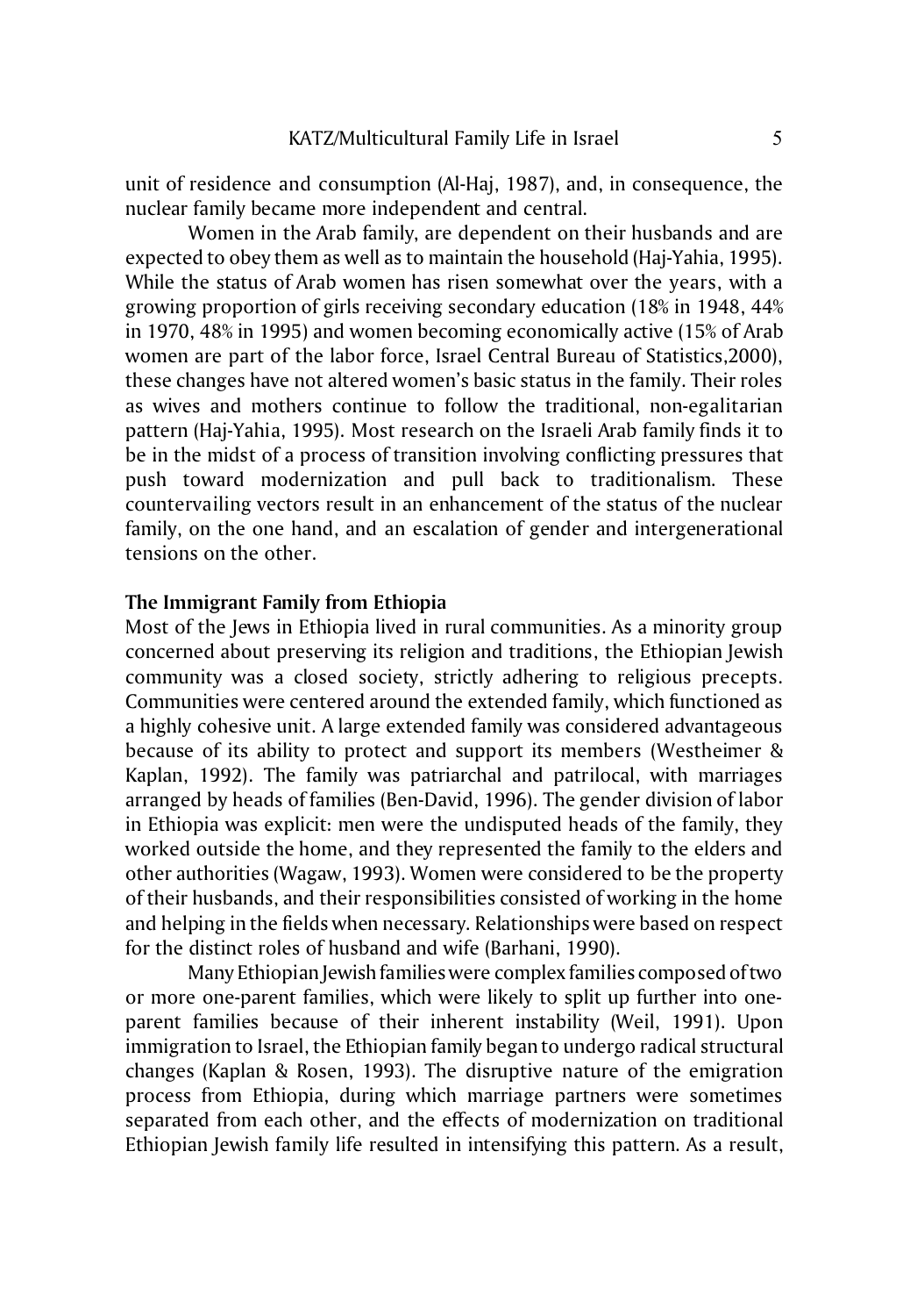unit of residence and consumption (Al-Haj, 1987), and, in consequence, the nuclear family became more independent and central.

Women in the Arab family, are dependent on their husbands and are expected to obey them as well as to maintain the household (Haj-Yahia, 1995). While the status of Arab women has risen somewhat over the years, with a growing proportion of girls receiving secondary education (18% in 1948, 44% in 1970, 48% in 1995) and women becoming economically active (15% of Arab women are part of the labor force, Israel Central Bureau of Statistics,2000), these changes have not altered women's basic status in the family. Their roles as wives and mothers continue to follow the traditional, non-egalitarian pattern (Haj-Yahia, 1995). Most research on the Israeli Arab family finds it to be in the midst of a process of transition involving conflicting pressures that push toward modernization and pull back to traditionalism. These countervailing vectors result in an enhancement of the status of the nuclear family, on the one hand, and an escalation of gender and intergenerational tensions on the other.

## The Immigrant Family from Ethiopia

Most of the Jews in Ethiopia lived in rural communities. As a minority group concerned about preserving its religion and traditions, the Ethiopian Jewish community was a closed society, strictly adhering to religious precepts. Communities were centered around the extended family, which functioned as a highly cohesive unit. A large extended family was considered advantageous because of its ability to protect and support its members (Westheimer & Kaplan, 1992). The family was patriarchal and patrilocal, with marriages arranged by heads of families (Ben-David, 1996). The gender division of labor in Ethiopia was explicit: men were the undisputed heads of the family, they worked outside the home, and they represented the family to the elders and other authorities (Wagaw, 1993). Women were considered to be the property of their husbands, and their responsibilities consisted of working in the home and helping in the fields when necessary. Relationships were based on respect for the distinct roles of husband and wife (Barhani, 1990).

Many Ethiopian Jewish families were complex families composed of two or more one-parent families, which were likely to split up further into one-parent families because of their inherent instability (Weil, 1991). Upon immigration to Israel, the Ethiopian family began to undergo radical structural changes (Kaplan & Rosen, 1993). The disruptive nature of the emigration process from Ethiopia, during which marriage partners were sometimes separated from each other, and the effects of modernization on traditional Ethiopian Jewish family life resulted in intensifying this pattern. As a result,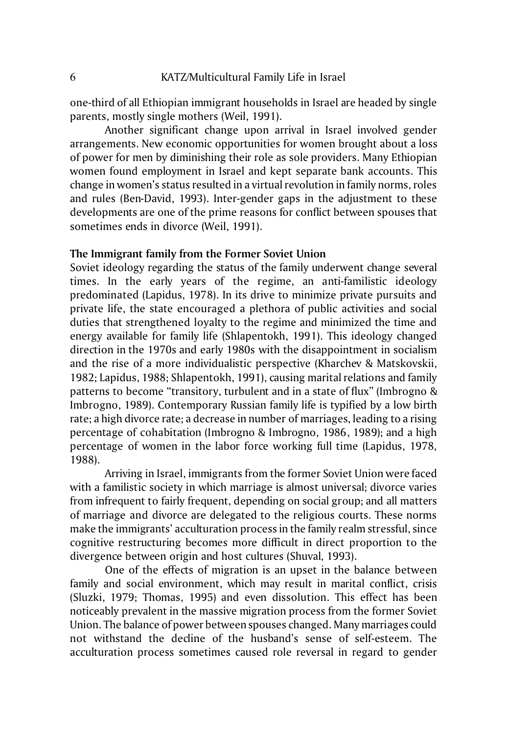one-third of all Ethiopian immigrant households in Israel are headed by single parents, mostly single mothers (Weil, 1991).

Another significant change upon arrival in Israel involved gender arrangements. New economic opportunities for women brought about a loss of power for men by diminishing their role as sole providers. Many Ethiopian women found employment in Israel and kept separate bank accounts. This change in women's status resulted in a virtual revolution in family norms, roles and rules (Ben-David, 1993). Inter-gender gaps in the adjustment to these developments are one of the prime reasons for conflict between spouses that sometimes ends in divorce (Weil, 1991).

**The Immigrant family from the Former Soviet Union**

Soviet ideology regarding the status of the family underwent change several times. In the early years of the regime, an anti-familistic ideology predominated (Lapidus, 1978). In its drive to minimize private pursuits and private life, the state encouraged a plethora of public activities and social duties that strengthened loyalty to the regime and minimized the time and energy available for family life (Shlapentokh, 1991). This ideology changed direction in the 1970s and early 1980s with the disappointment in socialism and the rise of a more individualistic perspective (Kharchev & Matskovskii, 1982; Lapidus, 1988; Shlapentokh, 1991), causing marital relations and family patterns to become "transitory, turbulent and in a state of flux" (Imbrogno & Imbrogno, 1989). Contemporary Russian family life is typified by a low birth rate; a high divorce rate; a decrease in number of marriages, leading to a rising percentage of cohabitation (Imbrogno & Imbrogno, 1986, 1989); and a high percentage of women in the labor force working full time (Lapidus, 1978, 1988).

Arriving in Israel, immigrants from the former Soviet Union were faced with a familistic society in which marriage is almost universal; divorce varies from infrequent to fairly frequent, depending on social group; and all matters of marriage and divorce are delegated to the religious courts. These norms make the immigrants' acculturation process in the family realm stressful, since cognitive restructuring becomes more difficult in direct proportion to the divergence between origin and host cultures (Shuval, 1993).

One of the effects of migration is an upset in the balance between family and social environment, which may result in marital conflict, crisis (Sluzki, 1979; Thomas, 1995) and even dissolution. This effect has been noticeably prevalent in the massive migration process from the former Soviet Union. The balance of power between spouses changed. Many marriages could not withstand the decline of the husband's sense of self-esteem. The acculturation process sometimes caused role reversal in regard to gender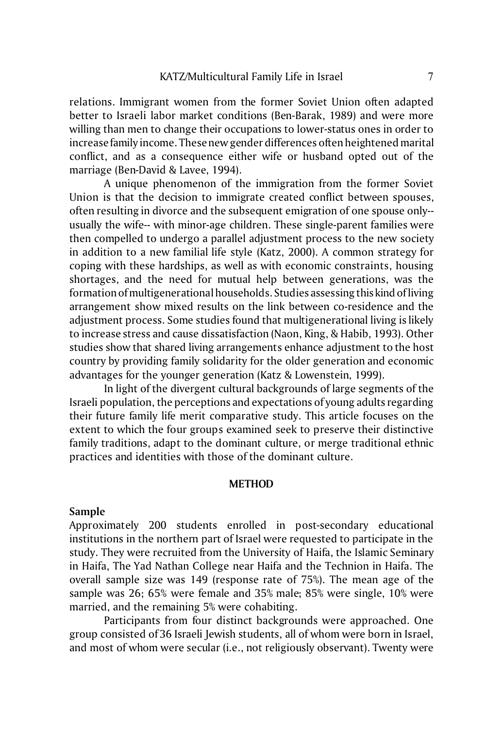relations. Immigrant women from the former Soviet Union often adapted better to Israeli labor market conditions (Ben-Barak, 1989) and were more willing than men to change their occupations to lower-status ones in order to increase family income. These new gender differences often heightened marital conflict, and as a consequence either wife or husband opted out of the marriage (Ben-David & Lavee, 1994).

A unique phenomenon of the immigration from the former Soviet Union is that the decision to immigrate created conflict between spouses, often resulting in divorce and the subsequent emigration of one spouse only--usually the wife-- with minor-age children. These single-parent families were then compelled to undergo a parallel adjustment process to the new society in addition to a new familial life style (Katz, 2000). A common strategy for coping with these hardships, as well as with economic constraints, housing shortages, and the need for mutual help between generations, was the formation of multigenerational households. Studies assessing this kind of living arrangement show mixed results on the link between co-residence and the adjustment process. Some studies found that multigenerational living is likely to increase stress and cause dissatisfaction (Naon, King, & Habib, 1993). Other studies show that shared living arrangements enhance adjustment to the host country by providing family solidarity for the older generation and economic advantages for the younger generation (Katz & Lowenstein, 1999).

In light of the divergent cultural backgrounds of large segments of the Israeli population, the perceptions and expectations of young adults regarding their future family life merit comparative study. This article focuses on the extent to which the four groups examined seek to preserve their distinctive family traditions, adapt to the dominant culture, or merge traditional ethnic practices and identities with those of the dominant culture.

## METHOD

### Sample

Approximately 200 students enrolled in post-secondary educational institutions in the northern part of Israel were requested to participate in the study. They were recruited from the University of Haifa, the Islamic Seminary in Haifa, The Yad Nathan College near Haifa and the Technion in Haifa. The overall sample size was 149 (response rate of 75%). The mean age of the sample was 26; 65% were female and 35% male; 85% were single, 10% were married, and the remaining 5% were cohabiting.

Participants from four distinct backgrounds were approached. One group consisted of 36 Israeli Jewish students, all of whom were born in Israel, and most of whom were secular (i.e., not religiously observant). Twenty were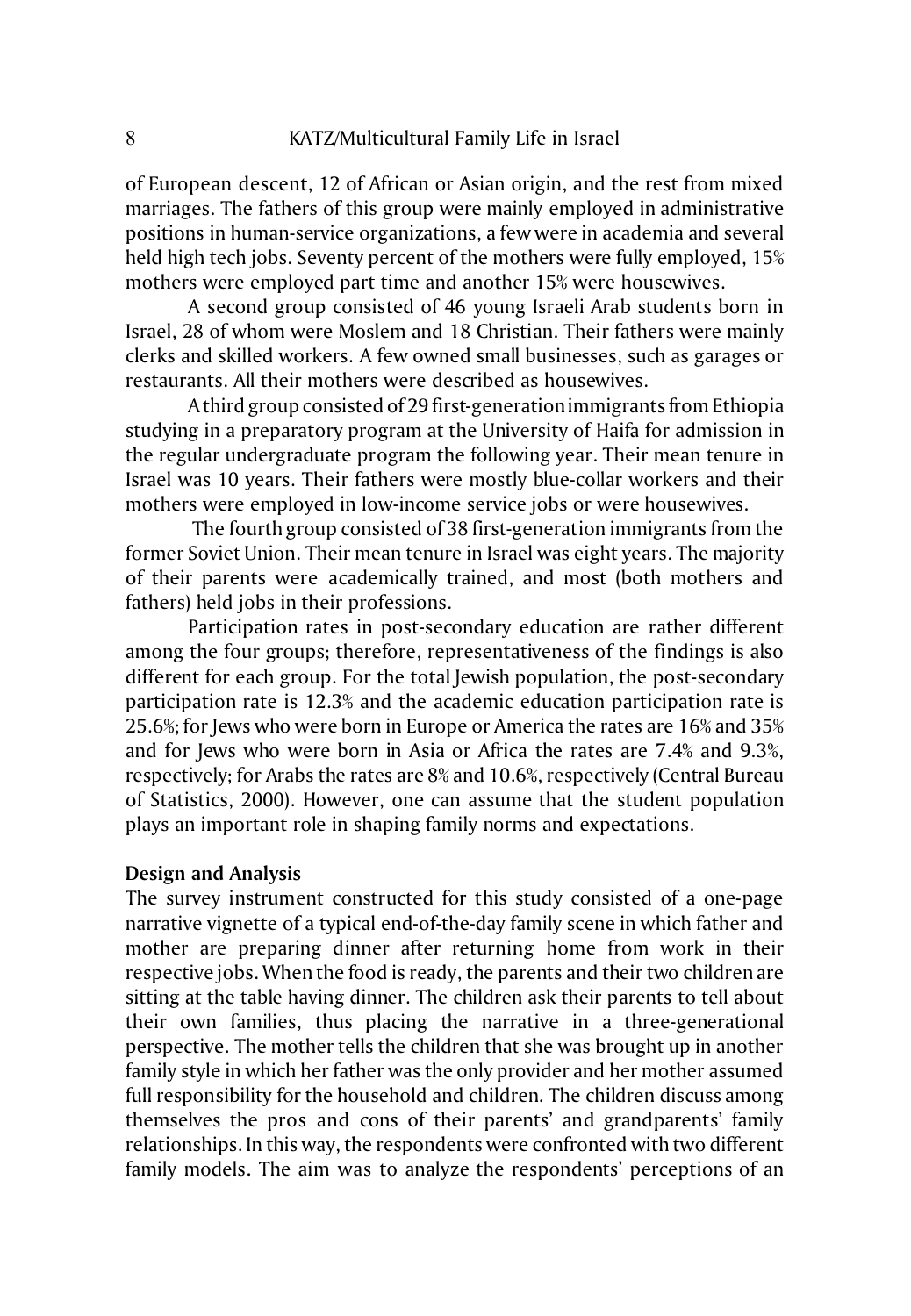of European descent, 12 of African or Asian origin, and the rest from mixed marriages. The fathers of this group were mainly employed in administrative positions in human-service organizations, a few were in academia and several held high tech jobs. Seventy percent of the mothers were fully employed, 15% mothers were employed part time and another 15% were housewives.

A second group consisted of 46 young Israeli Arab students born in Israel, 28 of whom were Moslem and 18 Christian. Their fathers were mainly clerks and skilled workers. A few owned small businesses, such as garages or restaurants. All their mothers were described as housewives.

A third group consisted of 29 first-generation immigrants from Ethiopia studying in a preparatory program at the University of Haifa for admission in the regular undergraduate program the following year. Their mean tenure in Israel was 10 years. Their fathers were mostly blue-collar workers and their mothers were employed in low-income service jobs or were housewives.

The fourth group consisted of 38 first-generation immigrants from the former Soviet Union. Their mean tenure in Israel was eight years. The majority of their parents were academically trained, and most (both mothers and fathers) held jobs in their professions.

Participation rates in post-secondary education are rather different among the four groups; therefore, representativeness of the findings is also different for each group. For the total Jewish population, the post-secondary participation rate is 12.3% and the academic education participation rate is 25.6%; for Jews who were born in Europe or America the rates are 16% and 35% and for Jews who were born in Asia or Africa the rates are 7.4% and 9.3%, respectively; for Arabs the rates are 8% and 10.6%, respectively (Central Bureau of Statistics, 2000). However, one can assume that the student population plays an important role in shaping family norms and expectations.

**Design and Analysis**

The survey instrument constructed for this study consisted of a one-page narrative vignette of a typical end-of-the-day family scene in which father and mother are preparing dinner after returning home from work in their respective jobs. When the food is ready, the parents and their two children are sitting at the table having dinner. The children ask their parents to tell about their own families, thus placing the narrative in a three-generational perspective. The mother tells the children that she was brought up in another family style in which her father was the only provider and her mother assumed full responsibility for the household and children. The children discuss among themselves the pros and cons of their parents' and grandparents' family relationships. In this way, the respondents were confronted with two different family models. The aim was to analyze the respondents' perceptions of an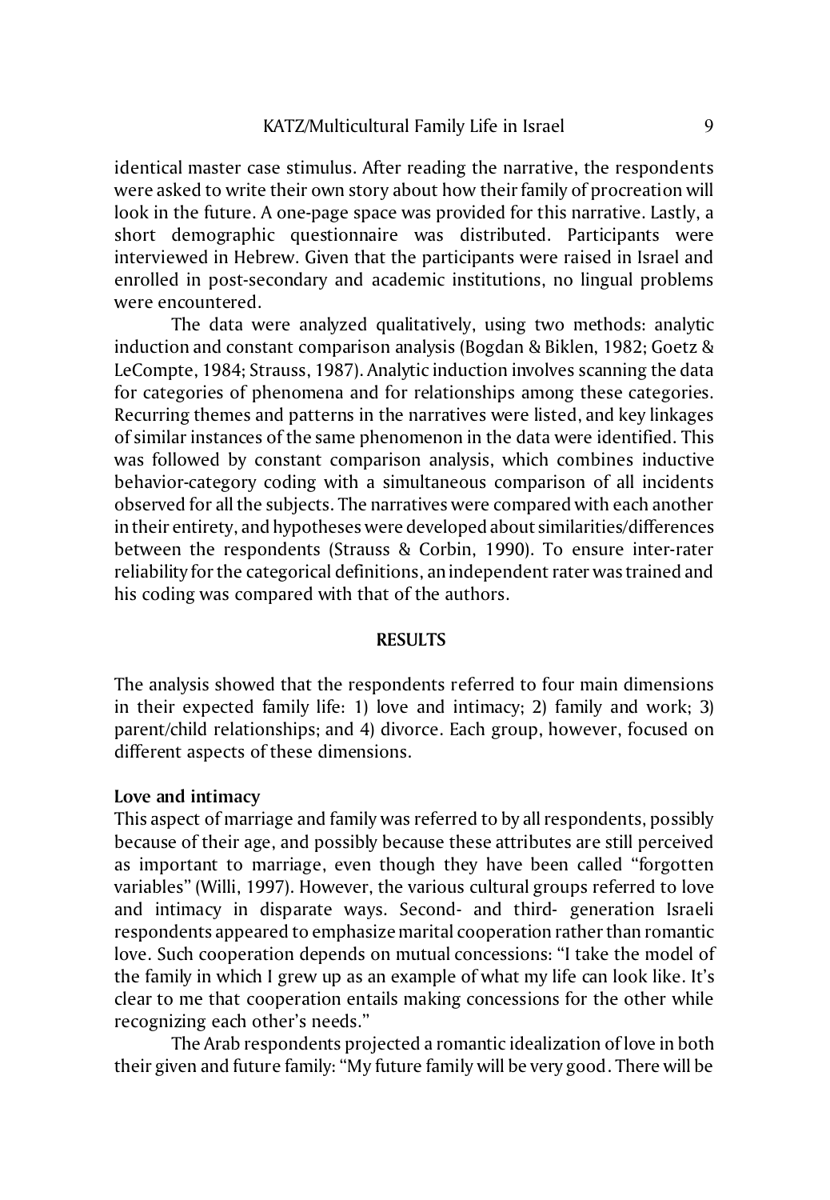identical master case stimulus. After reading the narrative, the respondents were asked to write their own story about how their family of procreation will look in the future. A one-page space was provided for this narrative. Lastly, a short demographic questionnaire was distributed. Participants were interviewed in Hebrew. Given that the participants were raised in Israel and enrolled in post-secondary and academic institutions, no lingual problems were encountered.

The data were analyzed qualitatively, using two methods: analytic induction and constant comparison analysis (Bogdan & Biklen, 1982; Goetz & LeCompte, 1984; Strauss, 1987). Analytic induction involves scanning the data for categories of phenomena and for relationships among these categories. Recurring themes and patterns in the narratives were listed, and key linkages of similar instances of the same phenomenon in the data were identified. This was followed by constant comparison analysis, which combines inductive behavior-category coding with a simultaneous comparison of all incidents observed for all the subjects. The narratives were compared with each another in their entirety, and hypotheses were developed about similarities/differences between the respondents (Strauss & Corbin, 1990). To ensure inter-rater reliability for the categorical definitions, an independent rater was trained and his coding was compared with that of the authors.

## RESULTS

The analysis showed that the respondents referred to four main dimensions in their expected family life: 1) love and intimacy; 2) family and work; 3) parent/child relationships; and 4) divorce. Each group, however, focused on different aspects of these dimensions.

### Love and intimacy

This aspect of marriage and family was referred to by all respondents, possibly because of their age, and possibly because these attributes are still perceived as important to marriage, even though they have been called "forgotten variables" (Willi, 1997). However, the various cultural groups referred to love and intimacy in disparate ways. Second- and third- generation Israeli respondents appeared to emphasize marital cooperation rather than romantic love. Such cooperation depends on mutual concessions: "I take the model of the family in which I grew up as an example of what my life can look like. It's clear to me that cooperation entails making concessions for the other while recognizing each other's needs."

The Arab respondents projected a romantic idealization of love in both their given and future family: "My future family will be very good. There will be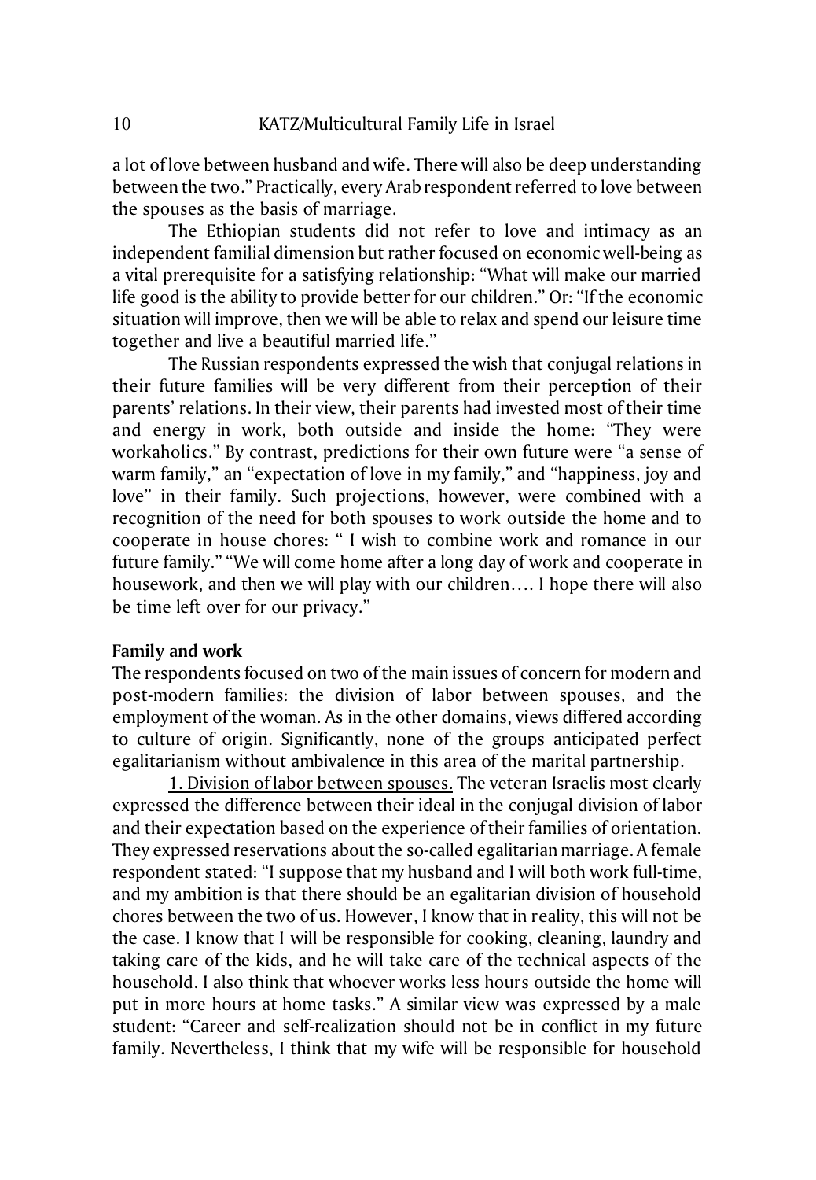a lot of love between husband and wife. There will also be deep understanding between the two." Practically, every Arab respondent referred to love between the spouses as the basis of marriage.

The Ethiopian students did not refer to love and intimacy as an independent familial dimension but rather focused on economic well-being as a vital prerequisite for a satisfying relationship: "What will make our married life good is the ability to provide better for our children." Or: "If the economic situation will improve, then we will be able to relax and spend our leisure time together and live a beautiful married life."

The Russian respondents expressed the wish that conjugal relations in their future families will be very different from their perception of their parents' relations. In their view, their parents had invested most of their time and energy in work, both outside and inside the home: "They were workaholics." By contrast, predictions for their own future were "a sense of warm family," an "expectation of love in my family," and "happiness, joy and love" in their family. Such projections, however, were combined with a recognition of the need for both spouses to work outside the home and to cooperate in house chores: " I wish to combine work and romance in our future family." "We will come home after a long day of work and cooperate in housework, and then we will play with our children…. I hope there will also be time left over for our privacy."

**Family and work**

The respondents focused on two of the main issues of concern for modern and post-modern families: the division of labor between spouses, and the employment of the woman. As in the other domains, views differed according to culture of origin. Significantly, none of the groups anticipated perfect egalitarianism without ambivalence in this area of the marital partnership.

1. Division of labor between spouses. The veteran Israelis most clearly expressed the difference between their ideal in the conjugal division of labor and their expectation based on the experience of their families of orientation. They expressed reservations about the so-called egalitarian marriage. A female respondent stated: "I suppose that my husband and I will both work full-time, and my ambition is that there should be an egalitarian division of household chores between the two of us. However, I know that in reality, this will not be the case. I know that I will be responsible for cooking, cleaning, laundry and taking care of the kids, and he will take care of the technical aspects of the household. I also think that whoever works less hours outside the home will put in more hours at home tasks." A similar view was expressed by a male student: "Career and self-realization should not be in conflict in my future family. Nevertheless, I think that my wife will be responsible for household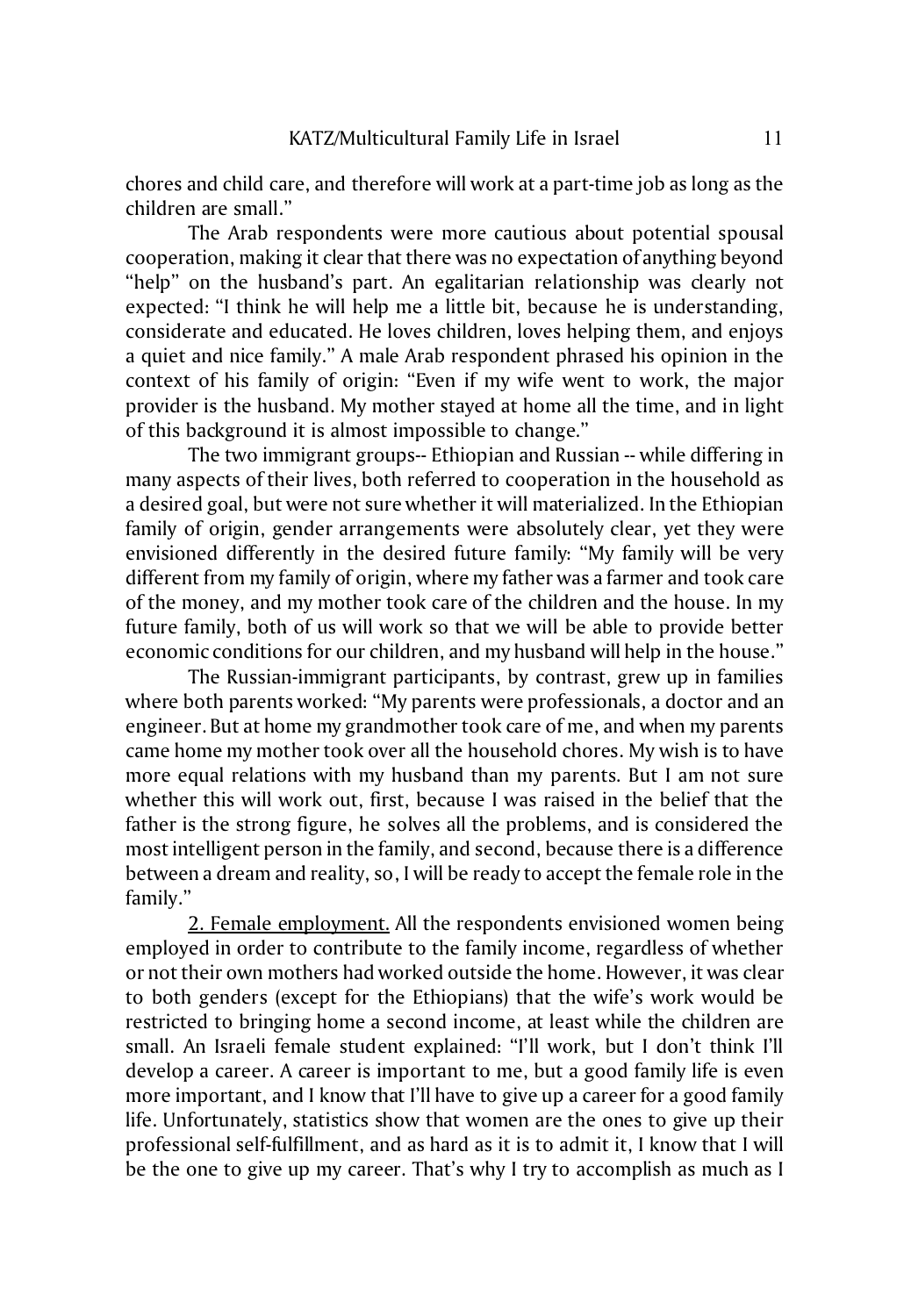chores and child care, and therefore will work at a part-time job as long as the children are small."

The Arab respondents were more cautious about potential spousal cooperation, making it clear that there was no expectation of anything beyond "help" on the husband's part. An egalitarian relationship was clearly not expected: "I think he will help me a little bit, because he is understanding, considerate and educated. He loves children, loves helping them, and enjoys a quiet and nice family." A male Arab respondent phrased his opinion in the context of his family of origin: "Even if my wife went to work, the major provider is the husband. My mother stayed at home all the time, and in light of this background it is almost impossible to change."

The two immigrant groups-- Ethiopian and Russian -- while differing in many aspects of their lives, both referred to cooperation in the household as a desired goal, but were not sure whether it will materialized. In the Ethiopian family of origin, gender arrangements were absolutely clear, yet they were envisioned differently in the desired future family: "My family will be very different from my family of origin, where my father was a farmer and took care of the money, and my mother took care of the children and the house. In my future family, both of us will work so that we will be able to provide better economic conditions for our children, and my husband will help in the house."

The Russian-immigrant participants, by contrast, grew up in families where both parents worked: "My parents were professionals, a doctor and an engineer. But at home my grandmother took care of me, and when my parents came home my mother took over all the household chores. My wish is to have more equal relations with my husband than my parents. But I am not sure whether this will work out, first, because I was raised in the belief that the father is the strong figure, he solves all the problems, and is considered the most intelligent person in the family, and second, because there is a difference between a dream and reality, so, I will be ready to accept the female role in the family."

2. Female employment. All the respondents envisioned women being employed in order to contribute to the family income, regardless of whether or not their own mothers had worked outside the home. However, it was clear to both genders (except for the Ethiopians) that the wife's work would be restricted to bringing home a second income, at least while the children are small. An Israeli female student explained: "I'll work, but I don't think I'll develop a career. A career is important to me, but a good family life is even more important, and I know that I'll have to give up a career for a good family life. Unfortunately, statistics show that women are the ones to give up their professional self-fulfillment, and as hard as it is to admit it, I know that I will be the one to give up my career. That's why I try to accomplish as much as I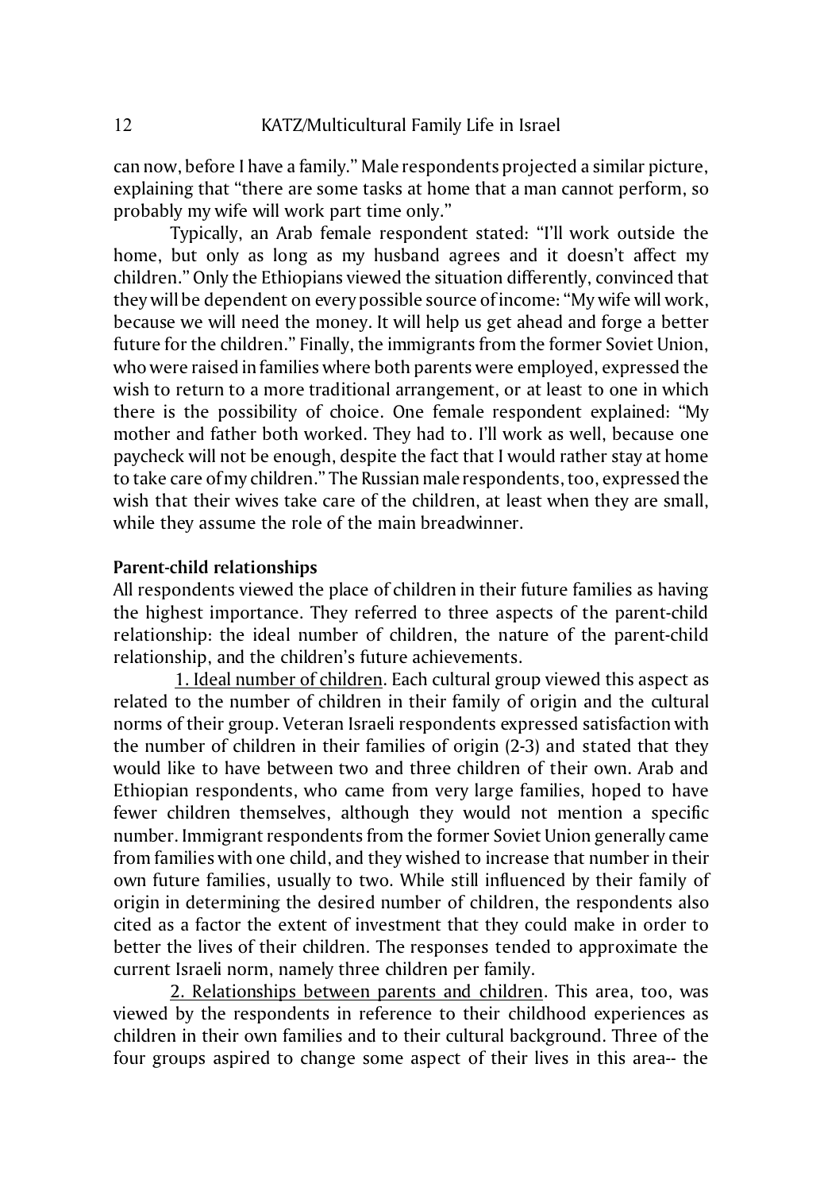can now, before I have a family." Male respondents projected a similar picture, explaining that "there are some tasks at home that a man cannot perform, so probably my wife will work part time only."

Typically, an Arab female respondent stated: "I'll work outside the home, but only as long as my husband agrees and it doesn't affect my children." Only the Ethiopians viewed the situation differently, convinced that they will be dependent on every possible source of income: "My wife will work, because we will need the money. It will help us get ahead and forge a better future for the children." Finally, the immigrants from the former Soviet Union, who were raised in families where both parents were employed, expressed the wish to return to a more traditional arrangement, or at least to one in which there is the possibility of choice. One female respondent explained: "My mother and father both worked. They had to. I'll work as well, because one paycheck will not be enough, despite the fact that I would rather stay at home to take care of my children." The Russian male respondents, too, expressed the wish that their wives take care of the children, at least when they are small, while they assume the role of the main breadwinner.

**Parent-child relationships**

All respondents viewed the place of children in their future families as having the highest importance. They referred to three aspects of the parent-child relationship: the ideal number of children, the nature of the parent-child relationship, and the children's future achievements.

1. Ideal number of children. Each cultural group viewed this aspect as related to the number of children in their family of origin and the cultural norms of their group. Veteran Israeli respondents expressed satisfaction with the number of children in their families of origin (2-3) and stated that they would like to have between two and three children of their own. Arab and Ethiopian respondents, who came from very large families, hoped to have fewer children themselves, although they would not mention a specific number. Immigrant respondents from the former Soviet Union generally came from families with one child, and they wished to increase that number in their own future families, usually to two. While still influenced by their family of origin in determining the desired number of children, the respondents also cited as a factor the extent of investment that they could make in order to better the lives of their children. The responses tended to approximate the current Israeli norm, namely three children per family.

2. Relationships between parents and children. This area, too, was viewed by the respondents in reference to their childhood experiences as children in their own families and to their cultural background. Three of the four groups aspired to change some aspect of their lives in this area-- the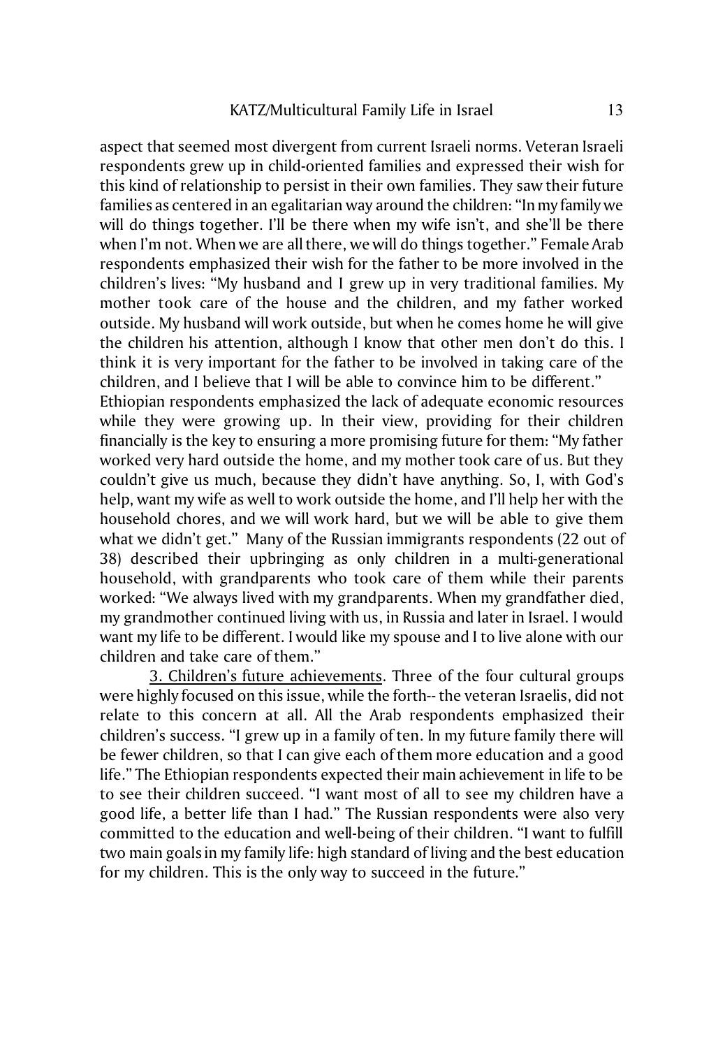aspect that seemed most divergent from current Israeli norms. Veteran Israeli respondents grew up in child-oriented families and expressed their wish for this kind of relationship to persist in their own families. They saw their future families as centered in an egalitarian way around the children: "In my family we will do things together. I'll be there when my wife isn't, and she'll be there when I'm not. When we are all there, we will do things together." Female Arab respondents emphasized their wish for the father to be more involved in the children's lives: "My husband and I grew up in very traditional families. My mother took care of the house and the children, and my father worked outside. My husband will work outside, but when he comes home he will give the children his attention, although I know that other men don't do this. I think it is very important for the father to be involved in taking care of the children, and I believe that I will be able to convince him to be different." Ethiopian respondents emphasized the lack of adequate economic resources while they were growing up. In their view, providing for their children financially is the key to ensuring a more promising future for them: "My father worked very hard outside the home, and my mother took care of us. But they couldn't give us much, because they didn't have anything. So, I, with God's help, want my wife as well to work outside the home, and I'll help her with the household chores, and we will work hard, but we will be able to give them what we didn't get." Many of the Russian immigrants respondents (22 out of 38) described their upbringing as only children in a multi-generational household, with grandparents who took care of them while their parents worked: "We always lived with my grandparents. When my grandfather died, my grandmother continued living with us, in Russia and later in Israel. I would want my life to be different. I would like my spouse and I to live alone with our children and take care of them."

<u>3. Children's future achievements</u>. Three of the four cultural groups were highly focused on this issue, while the forth-- the veteran Israelis, did not relate to this concern at all. All the Arab respondents emphasized their children's success. "I grew up in a family of ten. In my future family there will be fewer children, so that I can give each of them more education and a good life." The Ethiopian respondents expected their main achievement in life to be to see their children succeed. "I want most of all to see my children have a good life, a better life than I had." The Russian respondents were also very committed to the education and well-being of their children. "I want to fulfill two main goals in my family life: high standard of living and the best education for my children. This is the only way to succeed in the future."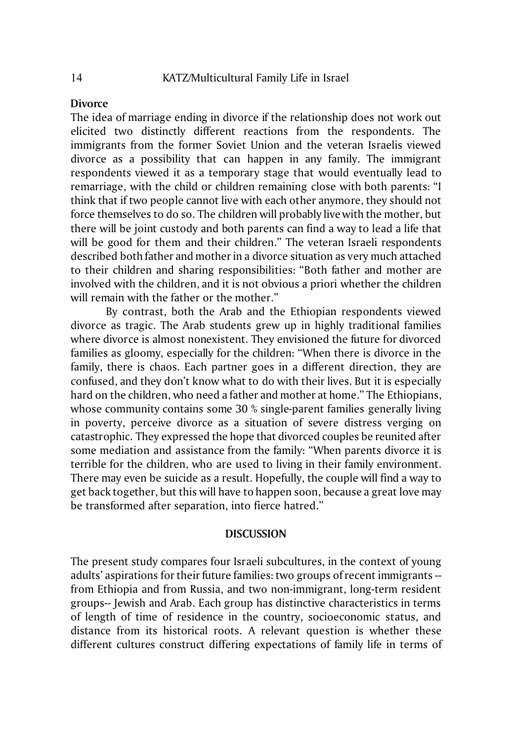**Divorce**

The idea of marriage ending in divorce if the relationship does not work out elicited two distinctly different reactions from the respondents. The immigrants from the former Soviet Union and the veteran Israelis viewed divorce as a possibility that can happen in any family. The immigrant respondents viewed it as a temporary stage that would eventually lead to remarriage, with the child or children remaining close with both parents: "I think that if two people cannot live with each other anymore, they should not force themselves to do so. The children will probably live with the mother, but there will be joint custody and both parents can find a way to lead a life that will be good for them and their children." The veteran Israeli respondents described both father and mother in a divorce situation as very much attached to their children and sharing responsibilities: "Both father and mother are involved with the children, and it is not obvious a priori whether the children will remain with the father or the mother."

By contrast, both the Arab and the Ethiopian respondents viewed divorce as tragic. The Arab students grew up in highly traditional families where divorce is almost nonexistent. They envisioned the future for divorced families as gloomy, especially for the children: "When there is divorce in the family, there is chaos. Each partner goes in a different direction, they are confused, and they don't know what to do with their lives. But it is especially hard on the children, who need a father and mother at home." The Ethiopians, whose community contains some 30 % single-parent families generally living in poverty, perceive divorce as a situation of severe distress verging on catastrophic. They expressed the hope that divorced couples be reunited after some mediation and assistance from the family: "When parents divorce it is terrible for the children, who are used to living in their family environment. There may even be suicide as a result. Hopefully, the couple will find a way to get back together, but this will have to happen soon, because a great love may be transformed after separation, into fierce hatred."

## DISCUSSION

The present study compares four Israeli subcultures, in the context of young adults' aspirations for their future families: two groups of recent immigrants -- from Ethiopia and from Russia, and two non-immigrant, long-term resident groups-- Jewish and Arab. Each group has distinctive characteristics in terms of length of time of residence in the country, socioeconomic status, and distance from its historical roots. A relevant question is whether these different cultures construct differing expectations of family life in terms of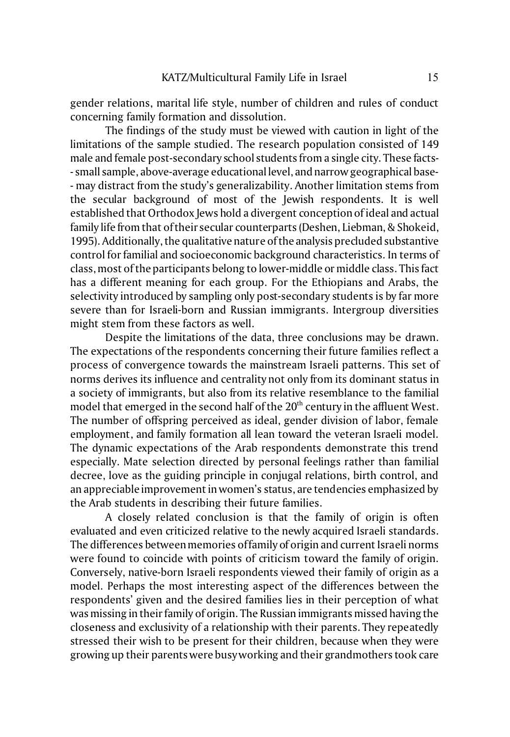gender relations, marital life style, number of children and rules of conduct concerning family formation and dissolution.

The findings of the study must be viewed with caution in light of the limitations of the sample studied. The research population consisted of 149 male and female post-secondary school students from a single city. These facts--small sample, above-average educational level, and narrow geographical base--may distract from the study's generalizability. Another limitation stems from the secular background of most of the Jewish respondents. It is well established that Orthodox Jews hold a divergent conception of ideal and actual family life from that of their secular counterparts (Deshen, Liebman, & Shokeid, 1995). Additionally, the qualitative nature of the analysis precluded substantive control for familial and socioeconomic background characteristics. In terms of class, most of the participants belong to lower-middle or middle class. This fact has a different meaning for each group. For the Ethiopians and Arabs, the selectivity introduced by sampling only post-secondary students is by far more severe than for Israeli-born and Russian immigrants. Intergroup diversities might stem from these factors as well.

Despite the limitations of the data, three conclusions may be drawn. The expectations of the respondents concerning their future families reflect a process of convergence towards the mainstream Israeli patterns. This set of norms derives its influence and centrality not only from its dominant status in a society of immigrants, but also from its relative resemblance to the familial model that emerged in the second half of the 20th century in the affluent West. The number of offspring perceived as ideal, gender division of labor, female employment, and family formation all lean toward the veteran Israeli model. The dynamic expectations of the Arab respondents demonstrate this trend especially. Mate selection directed by personal feelings rather than familial decree, love as the guiding principle in conjugal relations, birth control, and an appreciable improvement in women's status, are tendencies emphasized by the Arab students in describing their future families.

A closely related conclusion is that the family of origin is often evaluated and even criticized relative to the newly acquired Israeli standards. The differences between memories of family of origin and current Israeli norms were found to coincide with points of criticism toward the family of origin. Conversely, native-born Israeli respondents viewed their family of origin as a model. Perhaps the most interesting aspect of the differences between the respondents' given and the desired families lies in their perception of what was missing in their family of origin. The Russian immigrants missed having the closeness and exclusivity of a relationship with their parents. They repeatedly stressed their wish to be present for their children, because when they were growing up their parents were busy working and their grandmothers took care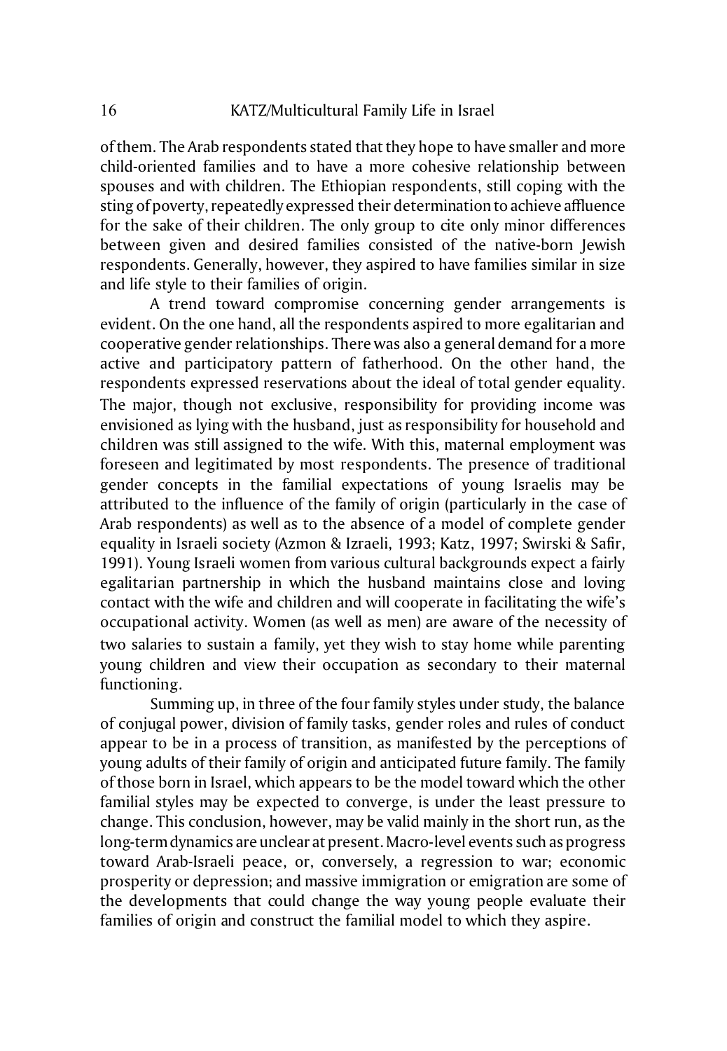of them. The Arab respondents stated that they hope to have smaller and more child-oriented families and to have a more cohesive relationship between spouses and with children. The Ethiopian respondents, still coping with the sting of poverty, repeatedly expressed their determination to achieve affluence for the sake of their children. The only group to cite only minor differences between given and desired families consisted of the native-born Jewish respondents. Generally, however, they aspired to have families similar in size and life style to their families of origin.

A trend toward compromise concerning gender arrangements is evident. On the one hand, all the respondents aspired to more egalitarian and cooperative gender relationships. There was also a general demand for a more active and participatory pattern of fatherhood. On the other hand, the respondents expressed reservations about the ideal of total gender equality. The major, though not exclusive, responsibility for providing income was envisioned as lying with the husband, just as responsibility for household and children was still assigned to the wife. With this, maternal employment was foreseen and legitimated by most respondents. The presence of traditional gender concepts in the familial expectations of young Israelis may be attributed to the influence of the family of origin (particularly in the case of Arab respondents) as well as to the absence of a model of complete gender equality in Israeli society (Azmon & Izraeli, 1993; Katz, 1997; Swirski & Safir, 1991). Young Israeli women from various cultural backgrounds expect a fairly egalitarian partnership in which the husband maintains close and loving contact with the wife and children and will cooperate in facilitating the wife's occupational activity. Women (as well as men) are aware of the necessity of two salaries to sustain a family, yet they wish to stay home while parenting young children and view their occupation as secondary to their maternal functioning.

Summing up, in three of the four family styles under study, the balance of conjugal power, division of family tasks, gender roles and rules of conduct appear to be in a process of transition, as manifested by the perceptions of young adults of their family of origin and anticipated future family. The family of those born in Israel, which appears to be the model toward which the other familial styles may be expected to converge, is under the least pressure to change. This conclusion, however, may be valid mainly in the short run, as the long-term dynamics are unclear at present. Macro-level events such as progress toward Arab-Israeli peace, or, conversely, a regression to war; economic prosperity or depression; and massive immigration or emigration are some of the developments that could change the way young people evaluate their families of origin and construct the familial model to which they aspire.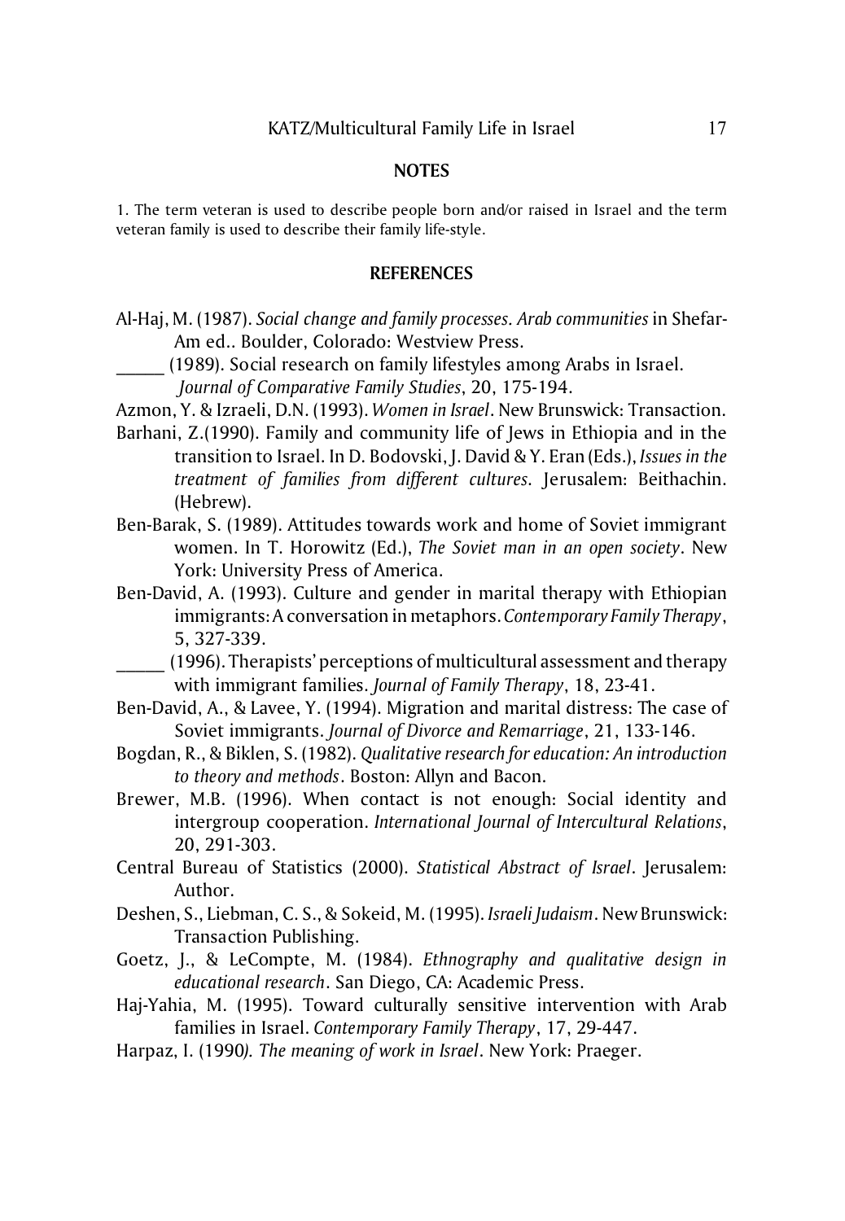## NOTES

1. The term veteran is used to describe people born and/or raised in Israel and the term veteran family is used to describe their family life-style.

## REFERENCES

Al-Haj, M. (1987). *Social change and family processes. Arab communities* in Shefar-Am ed.. Boulder, Colorado: Westview Press.

_____ (1989). Social research on family lifestyles among Arabs in Israel. *Journal of Comparative Family Studies*, 20, 175-194.

Azmon, Y. & Izraeli, D.N. (1993). *Women in Israel*. New Brunswick: Transaction.

Barhani, Z.(1990). Family and community life of Jews in Ethiopia and in the transition to Israel. In D. Bodovski, J. David & Y. Eran (Eds.), *Issues in the treatment of families from different cultures.* Jerusalem: Beithachin. (Hebrew).

Ben-Barak, S. (1989). Attitudes towards work and home of Soviet immigrant women. In T. Horowitz (Ed.), *The Soviet man in an open society*. New York: University Press of America.

Ben-David, A. (1993). Culture and gender in marital therapy with Ethiopian immigrants: A conversation in metaphors. *Contemporary Family Therapy*, 5, 327-339.

_____ (1996). Therapists' perceptions of multicultural assessment and therapy with immigrant families. *Journal of Family Therapy*, 18, 23-41.

Ben-David, A., & Lavee, Y. (1994). Migration and marital distress: The case of Soviet immigrants. *Journal of Divorce and Remarriage*, 21, 133-146.

Bogdan, R., & Biklen, S. (1982). *Qualitative research for education: An introduction to theory and methods*. Boston: Allyn and Bacon.

Brewer, M.B. (1996). When contact is not enough: Social identity and intergroup cooperation. *International Journal of Intercultural Relations*, 20, 291-303.

Central Bureau of Statistics (2000). *Statistical Abstract of Israel*. Jerusalem: Author.

Deshen, S., Liebman, C. S., & Sokeid, M. (1995). *Israeli Judaism*. New Brunswick: Transaction Publishing.

Goetz, J., & LeCompte, M. (1984). *Ethnography and qualitative design in educational research*. San Diego, CA: Academic Press.

Haj-Yahia, M. (1995). Toward culturally sensitive intervention with Arab families in Israel. *Contemporary Family Therapy*, 17, 29-447.

Harpaz, I. (1990*). The meaning of work in Israel*. New York: Praeger.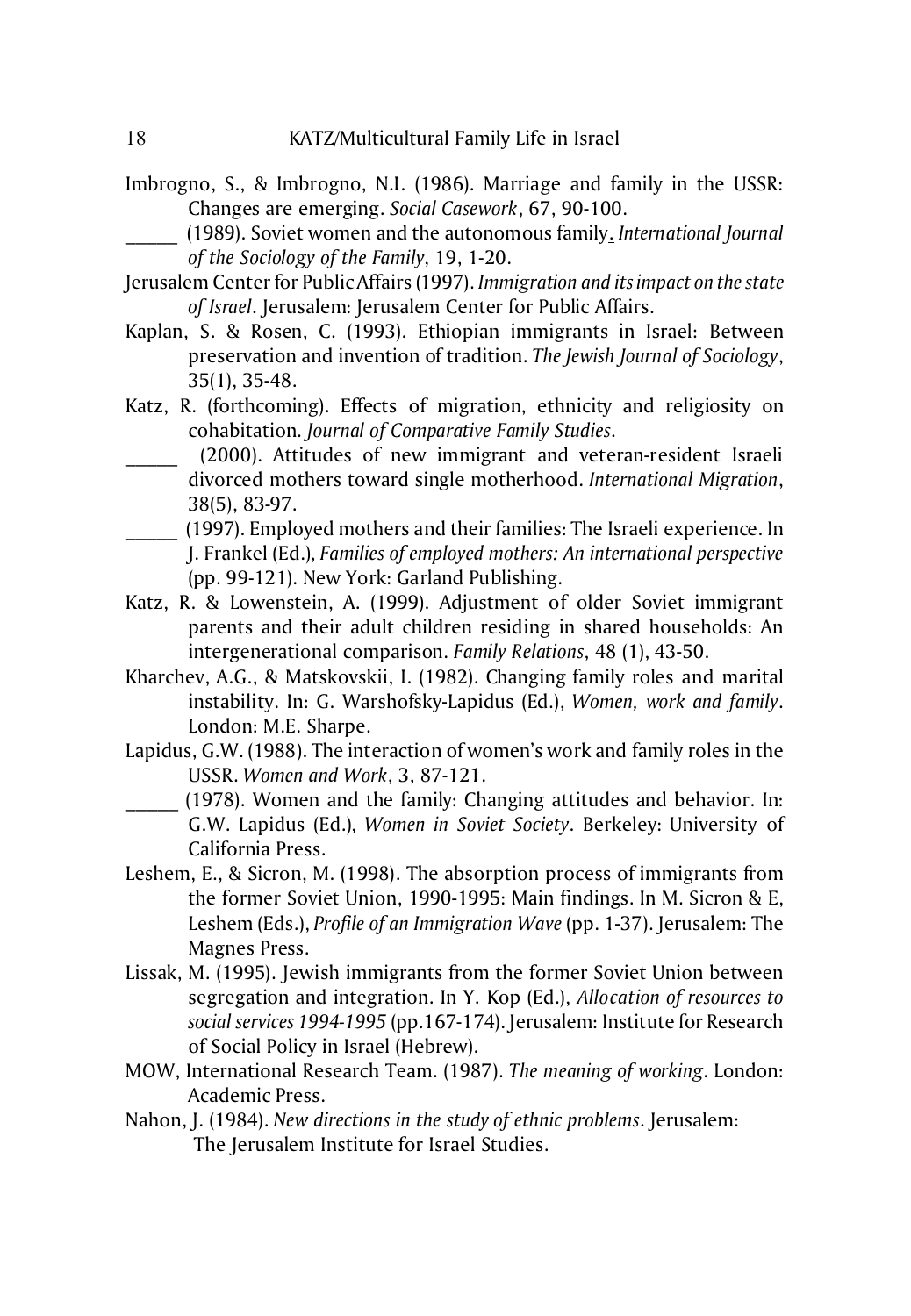Imbrogno, S., & Imbrogno, N.I. (1986). Marriage and family in the USSR: Changes are emerging. *Social Casework*, 67, 90-100.

_____ (1989). Soviet women and the autonomous family. *International Journal of the Sociology of the Family*, 19, 1-20.

Jerusalem Center for Public Affairs (1997). *Immigration and its impact on the state of Israel*. Jerusalem: Jerusalem Center for Public Affairs.

Kaplan, S. & Rosen, C. (1993). Ethiopian immigrants in Israel: Between preservation and invention of tradition. *The Jewish Journal of Sociology*, 35(1), 35-48.

Katz, R. (forthcoming). Effects of migration, ethnicity and religiosity on cohabitation. *Journal of Comparative Family Studies*.

_____ (2000). Attitudes of new immigrant and veteran-resident Israeli divorced mothers toward single motherhood. *International Migration*, 38(5), 83-97.

_____ (1997). Employed mothers and their families: The Israeli experience. In J. Frankel (Ed.), *Families of employed mothers: An international perspective* (pp. 99-121). New York: Garland Publishing.

Katz, R. & Lowenstein, A. (1999). Adjustment of older Soviet immigrant parents and their adult children residing in shared households: An intergenerational comparison. *Family Relations*, 48 (1), 43-50.

Kharchev, A.G., & Matskovskii, I. (1982). Changing family roles and marital instability. In: G. Warshofsky-Lapidus (Ed.), *Women, work and family*. London: M.E. Sharpe.

Lapidus, G.W. (1988). The interaction of women's work and family roles in the USSR. *Women and Work*, 3, 87-121.

_____ (1978). Women and the family: Changing attitudes and behavior. In: G.W. Lapidus (Ed.), *Women in Soviet Society*. Berkeley: University of California Press.

Leshem, E., & Sicron, M. (1998). The absorption process of immigrants from the former Soviet Union, 1990-1995: Main findings. In M. Sicron & E, Leshem (Eds.), *Profile of an Immigration Wave* (pp. 1-37). Jerusalem: The Magnes Press.

Lissak, M. (1995). Jewish immigrants from the former Soviet Union between segregation and integration. In Y. Kop (Ed.), *Allocation of resources to social services 1994-1995* (pp.167-174). Jerusalem: Institute for Research of Social Policy in Israel (Hebrew).

MOW, International Research Team. (1987). *The meaning of working*. London: Academic Press.

Nahon, J. (1984). *New directions in the study of ethnic problems*. Jerusalem: The Jerusalem Institute for Israel Studies.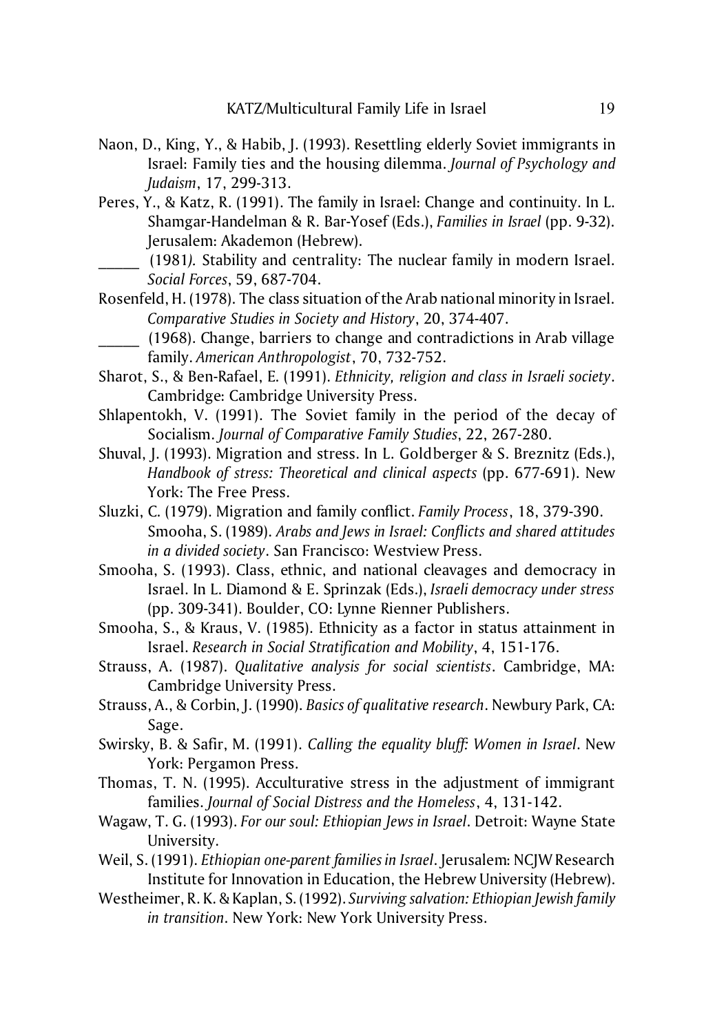Naon, D., King, Y., & Habib, J. (1993). Resettling elderly Soviet immigrants in Israel: Family ties and the housing dilemma. *Journal of Psychology and Judaism*, 17, 299-313.

Peres, Y., & Katz, R. (1991). The family in Israel: Change and continuity. In L. Shamgar-Handelman & R. Bar-Yosef (Eds.), *Families in Israel* (pp. 9-32). Jerusalem: Akademon (Hebrew).

_____ (1981). Stability and centrality: The nuclear family in modern Israel. *Social Forces*, 59, 687-704.

Rosenfeld, H. (1978). The class situation of the Arab national minority in Israel. *Comparative Studies in Society and History*, 20, 374-407.

_____ (1968). Change, barriers to change and contradictions in Arab village family. *American Anthropologist*, 70, 732-752.

Sharot, S., & Ben-Rafael, E. (1991). *Ethnicity, religion and class in Israeli society*. Cambridge: Cambridge University Press.

Shlapentokh, V. (1991). The Soviet family in the period of the decay of Socialism. *Journal of Comparative Family Studies*, 22, 267-280.

Shuval, J. (1993). Migration and stress. In L. Goldberger & S. Breznitz (Eds.), *Handbook of stress: Theoretical and clinical aspects* (pp. 677-691). New York: The Free Press.

Sluzki, C. (1979). Migration and family conflict. *Family Process*, 18, 379-390. Smooha, S. (1989). *Arabs and Jews in Israel: Conflicts and shared attitudes in a divided society*. San Francisco: Westview Press.

Smooha, S. (1993). Class, ethnic, and national cleavages and democracy in Israel. In L. Diamond & E. Sprinzak (Eds.), *Israeli democracy under stress* (pp. 309-341). Boulder, CO: Lynne Rienner Publishers.

Smooha, S., & Kraus, V. (1985). Ethnicity as a factor in status attainment in Israel. *Research in Social Stratification and Mobility*, 4, 151-176.

Strauss, A. (1987). *Qualitative analysis for social scientists*. Cambridge, MA: Cambridge University Press.

Strauss, A., & Corbin, J. (1990). *Basics of qualitative research*. Newbury Park, CA: Sage.

Swirsky, B. & Safir, M. (1991). *Calling the equality bluff: Women in Israel*. New York: Pergamon Press.

Thomas, T. N. (1995). Acculturative stress in the adjustment of immigrant families. *Journal of Social Distress and the Homeless*, 4, 131-142.

Wagaw, T. G. (1993). *For our soul: Ethiopian Jews in Israel*. Detroit: Wayne State University.

Weil, S. (1991). *Ethiopian one-parent families in Israel*. Jerusalem: NCJW Research Institute for Innovation in Education, the Hebrew University (Hebrew).

Westheimer, R. K. & Kaplan, S. (1992). *Surviving salvation: Ethiopian Jewish family in transition*. New York: New York University Press.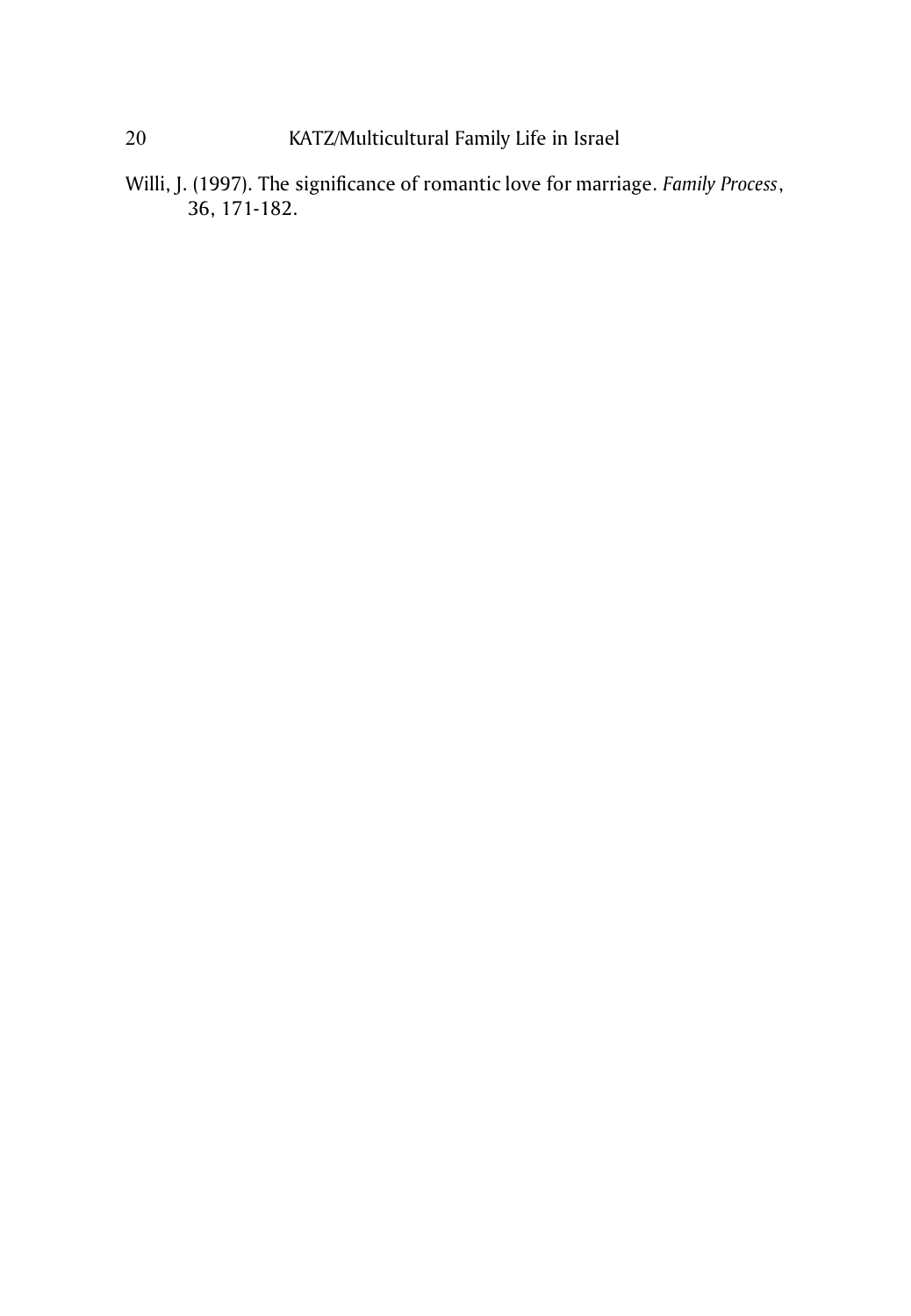Willi, J. (1997). The significance of romantic love for marriage. *Family Process*, 36, 171-182.